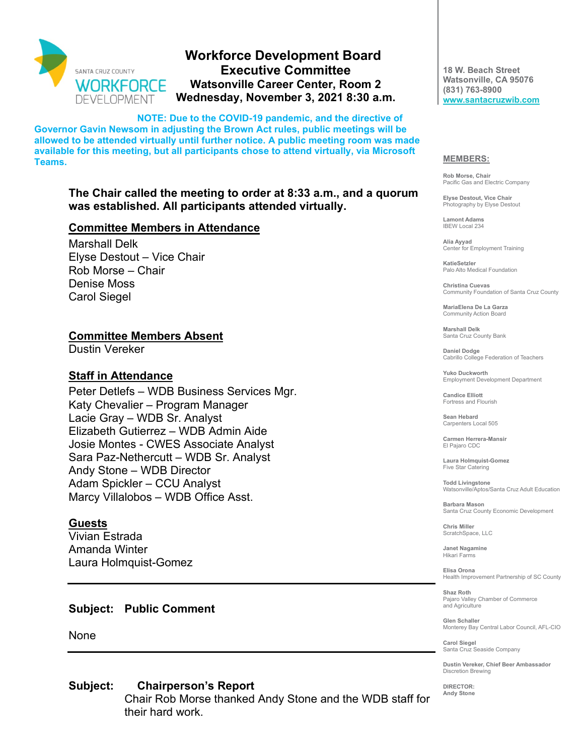# Workforce Development Board Executive Committee

**Watsonville Career Center, Room 2**
**Wednesday, November 3, 2021 8:30 a.m.**

18 W. Beach Street
Watsonville, CA 95076
(831) 763-8900
www.santacruzwib.com

**NOTE: Due to the COVID-19 pandemic, and the directive of Governor Gavin Newsom in adjusting the Brown Act rules, public meetings will be allowed to be attended virtually until further notice. A public meeting room was made available for this meeting, but all participants chose to attend virtually, via Microsoft Teams.**

**The Chair called the meeting to order at 8:33 a.m., and a quorum was established. All participants attended virtually.**

## Committee Members in Attendance

Marshall Delk
Elyse Destout – Vice Chair
Rob Morse – Chair
Denise Moss
Carol Siegel

## Committee Members Absent

Dustin Vereker

## Staff in Attendance

Peter Detlefs – WDB Business Services Mgr.
Katy Chevalier – Program Manager
Lacie Gray – WDB Sr. Analyst
Elizabeth Gutierrez – WDB Admin Aide
Josie Montes - CWES Associate Analyst
Sara Paz-Nethercutt – WDB Sr. Analyst
Andy Stone – WDB Director
Adam Spickler – CCU Analyst
Marcy Villalobos – WDB Office Asst.

## Guests

Vivian Estrada
Amanda Winter
Laura Holmquist-Gomez

---

**Subject: Public Comment**

None

---

**Subject: Chairperson's Report**

Chair Rob Morse thanked Andy Stone and the WDB staff for their hard work.

---

**MEMBERS:**

**Rob Morse, Chair**
Pacific Gas and Electric Company

**Elyse Destout, Vice Chair**
Photography by Elyse Destout

**Lamont Adams**
IBEW Local 234

**Alia Ayyad**
Center for Employment Training

**KatieSetzler**
Palo Alto Medical Foundation

**Christina Cuevas**
Community Foundation of Santa Cruz County

**MariaElena De La Garza**
Community Action Board

**Marshall Delk**
Santa Cruz County Bank

**Daniel Dodge**
Cabrillo College Federation of Teachers

**Yuko Duckworth**
Employment Development Department

**Candice Elliott**
Fortress and Flourish

**Sean Hebard**
Carpenters Local 505

**Carmen Herrera-Mansir**
El Pajaro CDC

**Laura Holmquist-Gomez**
Five Star Catering

**Todd Livingstone**
Watsonville/Aptos/Santa Cruz Adult Education

**Barbara Mason**
Santa Cruz County Economic Development

**Chris Miller**
ScratchSpace, LLC

**Janet Nagamine**
Hikari Farms

**Elisa Orona**
Health Improvement Partnership of SC County

**Shaz Roth**
Pajaro Valley Chamber of Commerce and Agriculture

**Glen Schaller**
Monterey Bay Central Labor Council, AFL-CIO

**Carol Siegel**
Santa Cruz Seaside Company

**Dustin Vereker, Chief Beer Ambassador**
Discretion Brewing

**DIRECTOR:**
**Andy Stone**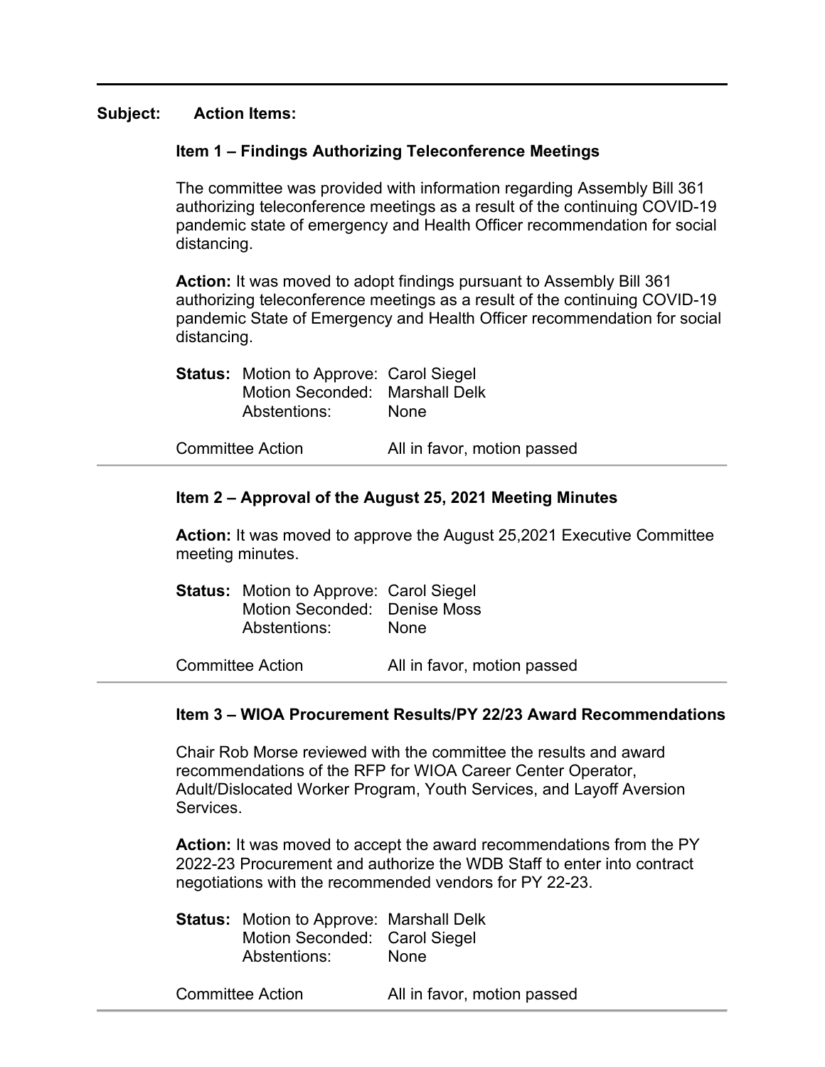**Subject: Action Items:**

**Item 1 – Findings Authorizing Teleconference Meetings**

The committee was provided with information regarding Assembly Bill 361 authorizing teleconference meetings as a result of the continuing COVID-19 pandemic state of emergency and Health Officer recommendation for social distancing.

**Action:** It was moved to adopt findings pursuant to Assembly Bill 361 authorizing teleconference meetings as a result of the continuing COVID-19 pandemic State of Emergency and Health Officer recommendation for social distancing.

**Status:** Motion to Approve: Carol Siegel
Motion Seconded: Marshall Delk
Abstentions: None

Committee Action: All in favor, motion passed

---

**Item 2 – Approval of the August 25, 2021 Meeting Minutes**

**Action:** It was moved to approve the August 25,2021 Executive Committee meeting minutes.

**Status:** Motion to Approve: Carol Siegel
Motion Seconded: Denise Moss
Abstentions: None

Committee Action: All in favor, motion passed

---

**Item 3 – WIOA Procurement Results/PY 22/23 Award Recommendations**

Chair Rob Morse reviewed with the committee the results and award recommendations of the RFP for WIOA Career Center Operator, Adult/Dislocated Worker Program, Youth Services, and Layoff Aversion Services.

**Action:** It was moved to accept the award recommendations from the PY 2022-23 Procurement and authorize the WDB Staff to enter into contract negotiations with the recommended vendors for PY 22-23.

**Status:** Motion to Approve: Marshall Delk
Motion Seconded: Carol Siegel
Abstentions: None

Committee Action: All in favor, motion passed

---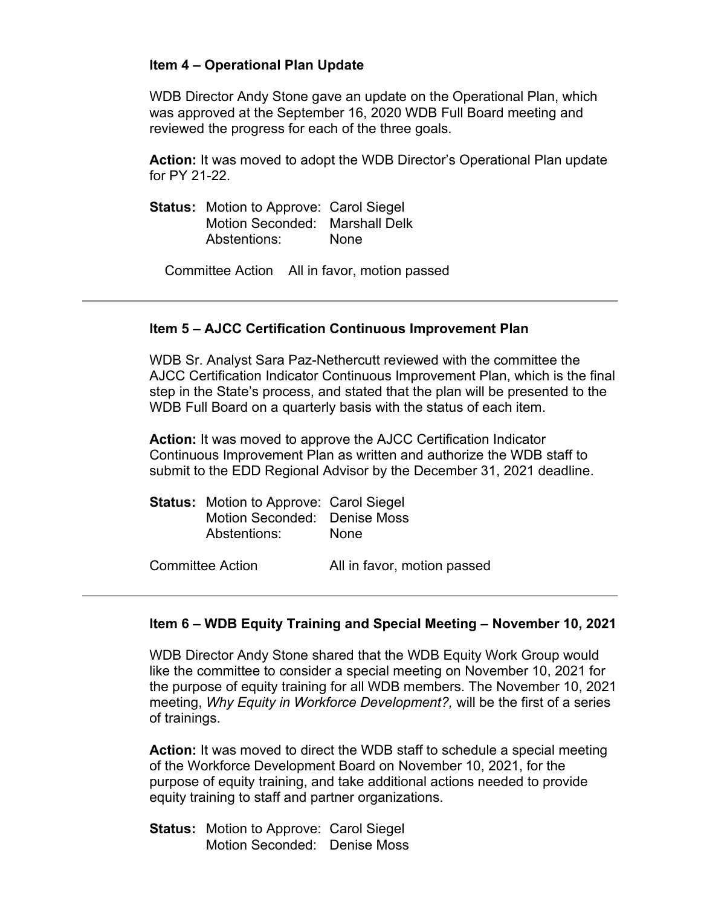**Item 4 – Operational Plan Update**

WDB Director Andy Stone gave an update on the Operational Plan, which was approved at the September 16, 2020 WDB Full Board meeting and reviewed the progress for each of the three goals.

**Action:** It was moved to adopt the WDB Director's Operational Plan update for PY 21-22.

**Status:** Motion to Approve: Carol Siegel
Motion Seconded: Marshall Delk
Abstentions: None

Committee Action All in favor, motion passed

---

**Item 5 – AJCC Certification Continuous Improvement Plan**

WDB Sr. Analyst Sara Paz-Nethercutt reviewed with the committee the AJCC Certification Indicator Continuous Improvement Plan, which is the final step in the State's process, and stated that the plan will be presented to the WDB Full Board on a quarterly basis with the status of each item.

**Action:** It was moved to approve the AJCC Certification Indicator Continuous Improvement Plan as written and authorize the WDB staff to submit to the EDD Regional Advisor by the December 31, 2021 deadline.

**Status:** Motion to Approve: Carol Siegel
Motion Seconded: Denise Moss
Abstentions: None

Committee Action All in favor, motion passed

---

**Item 6 – WDB Equity Training and Special Meeting – November 10, 2021**

WDB Director Andy Stone shared that the WDB Equity Work Group would like the committee to consider a special meeting on November 10, 2021 for the purpose of equity training for all WDB members. The November 10, 2021 meeting, *Why Equity in Workforce Development?,* will be the first of a series of trainings.

**Action:** It was moved to direct the WDB staff to schedule a special meeting of the Workforce Development Board on November 10, 2021, for the purpose of equity training, and take additional actions needed to provide equity training to staff and partner organizations.

**Status:** Motion to Approve: Carol Siegel
Motion Seconded: Denise Moss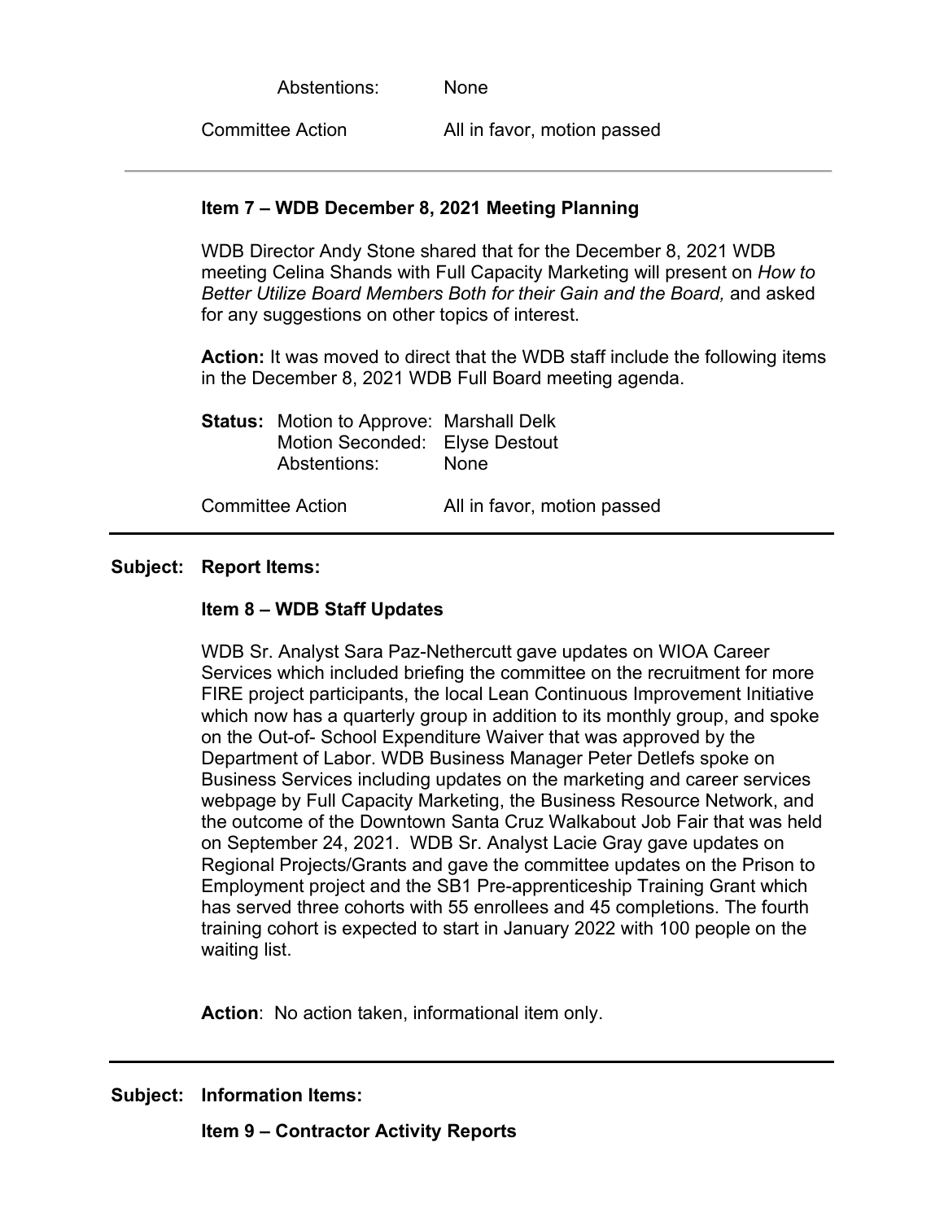Abstentions: None

Committee Action All in favor, motion passed

---

**Item 7 – WDB December 8, 2021 Meeting Planning**

WDB Director Andy Stone shared that for the December 8, 2021 WDB meeting Celina Shands with Full Capacity Marketing will present on *How to Better Utilize Board Members Both for their Gain and the Board,* and asked for any suggestions on other topics of interest.

**Action:** It was moved to direct that the WDB staff include the following items in the December 8, 2021 WDB Full Board meeting agenda.

**Status:** Motion to Approve: Marshall Delk
Motion Seconded: Elyse Destout
Abstentions: None

Committee Action All in favor, motion passed

---

**Subject: Report Items:**

**Item 8 – WDB Staff Updates**

WDB Sr. Analyst Sara Paz-Nethercutt gave updates on WIOA Career Services which included briefing the committee on the recruitment for more FIRE project participants, the local Lean Continuous Improvement Initiative which now has a quarterly group in addition to its monthly group, and spoke on the Out-of- School Expenditure Waiver that was approved by the Department of Labor. WDB Business Manager Peter Detlefs spoke on Business Services including updates on the marketing and career services webpage by Full Capacity Marketing, the Business Resource Network, and the outcome of the Downtown Santa Cruz Walkabout Job Fair that was held on September 24, 2021. WDB Sr. Analyst Lacie Gray gave updates on Regional Projects/Grants and gave the committee updates on the Prison to Employment project and the SB1 Pre-apprenticeship Training Grant which has served three cohorts with 55 enrollees and 45 completions. The fourth training cohort is expected to start in January 2022 with 100 people on the waiting list.

**Action**: No action taken, informational item only.

---

**Subject: Information Items:**

**Item 9 – Contractor Activity Reports**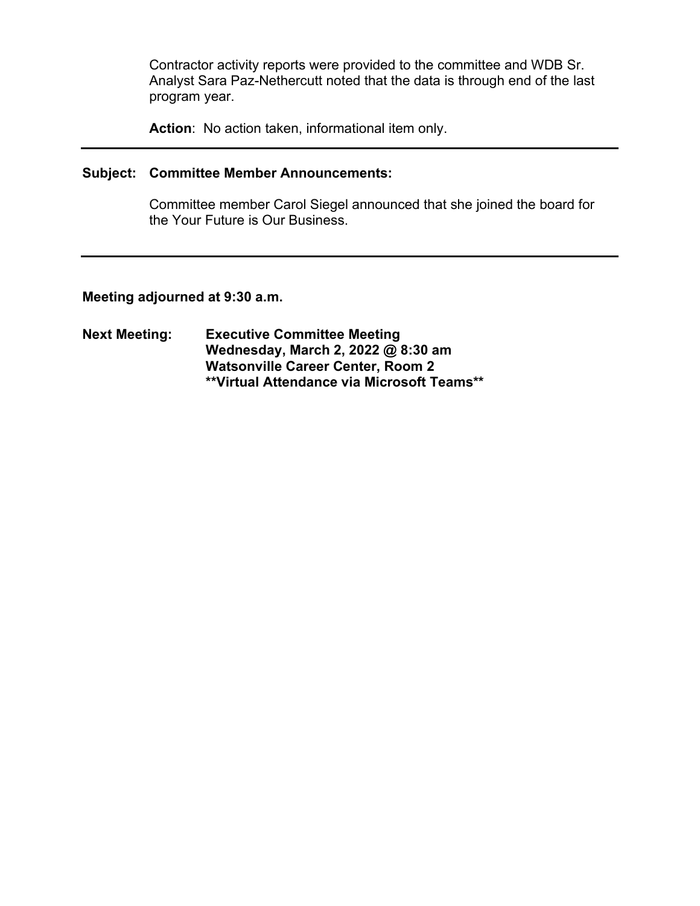Contractor activity reports were provided to the committee and WDB Sr. Analyst Sara Paz-Nethercutt noted that the data is through end of the last program year.

**Action**: No action taken, informational item only.

---

**Subject: Committee Member Announcements:**

Committee member Carol Siegel announced that she joined the board for the Your Future is Our Business.

---

**Meeting adjourned at 9:30 a.m.**

**Next Meeting: Executive Committee Meeting**
**Wednesday, March 2, 2022 @ 8:30 am**
**Watsonville Career Center, Room 2**
****Virtual Attendance via Microsoft Teams****